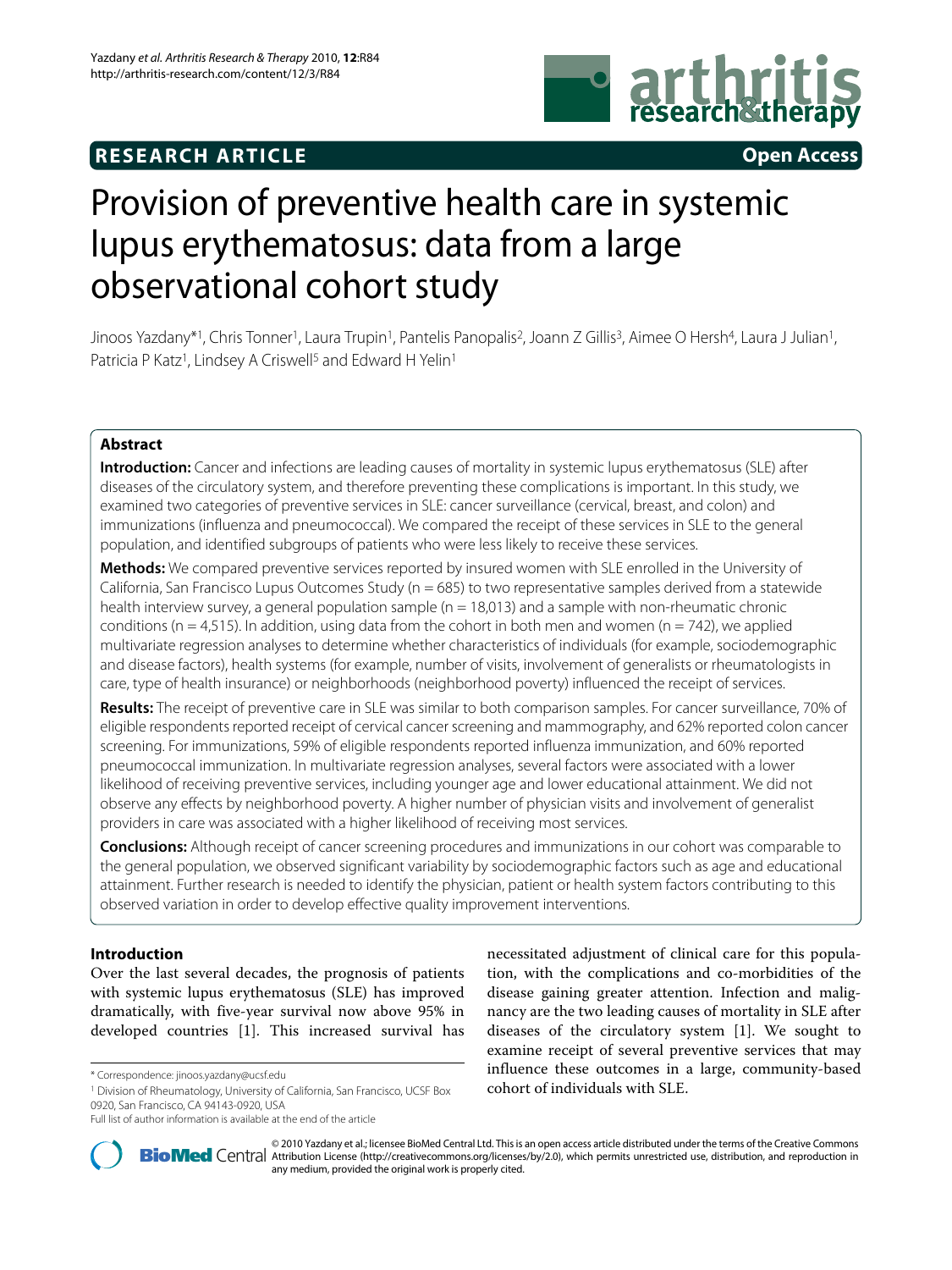**RESEARCH ARTICLE** **Open Access**

# Provision of preventive health care in systemic lupus erythematosus: data from a large observational cohort study

Jinoos Yazdany*[1], Chris Tonner[1], Laura Trupin[1], Pantelis Panopalis[2], Joann Z Gillis[3], Aimee O Hersh[4], Laura J Julian[1], Patricia P Katz[1], Lindsey A Criswell[5] and Edward H Yelin[1]

## Abstract

**Introduction:** Cancer and infections are leading causes of mortality in systemic lupus erythematosus (SLE) after diseases of the circulatory system, and therefore preventing these complications is important. In this study, we examined two categories of preventive services in SLE: cancer surveillance (cervical, breast, and colon) and immunizations (influenza and pneumococcal). We compared the receipt of these services in SLE to the general population, and identified subgroups of patients who were less likely to receive these services.

**Methods:** We compared preventive services reported by insured women with SLE enrolled in the University of California, San Francisco Lupus Outcomes Study (n = 685) to two representative samples derived from a statewide health interview survey, a general population sample (n = 18,013) and a sample with non-rheumatic chronic conditions (n = 4,515). In addition, using data from the cohort in both men and women (n = 742), we applied multivariate regression analyses to determine whether characteristics of individuals (for example, sociodemographic and disease factors), health systems (for example, number of visits, involvement of generalists or rheumatologists in care, type of health insurance) or neighborhoods (neighborhood poverty) influenced the receipt of services.

**Results:** The receipt of preventive care in SLE was similar to both comparison samples. For cancer surveillance, 70% of eligible respondents reported receipt of cervical cancer screening and mammography, and 62% reported colon cancer screening. For immunizations, 59% of eligible respondents reported influenza immunization, and 60% reported pneumococcal immunization. In multivariate regression analyses, several factors were associated with a lower likelihood of receiving preventive services, including younger age and lower educational attainment. We did not observe any effects by neighborhood poverty. A higher number of physician visits and involvement of generalist providers in care was associated with a higher likelihood of receiving most services.

**Conclusions:** Although receipt of cancer screening procedures and immunizations in our cohort was comparable to the general population, we observed significant variability by sociodemographic factors such as age and educational attainment. Further research is needed to identify the physician, patient or health system factors contributing to this observed variation in order to develop effective quality improvement interventions.

## Introduction

Over the last several decades, the prognosis of patients with systemic lupus erythematosus (SLE) has improved dramatically, with five-year survival now above 95% in developed countries [1]. This increased survival has necessitated adjustment of clinical care for this population, with the complications and co-morbidities of the disease gaining greater attention. Infection and malignancy are the two leading causes of mortality in SLE after diseases of the circulatory system [1]. We sought to examine receipt of several preventive services that may influence these outcomes in a large, community-based cohort of individuals with SLE.

\* Correspondence: jinoos.yazdany@ucsf.edu

[1] Division of Rheumatology, University of California, San Francisco, UCSF Box 0920, San Francisco, CA 94143-0920, USA

Full list of author information is available at the end of the article

© 2010 Yazdany et al.; licensee BioMed Central Ltd. This is an open access article distributed under the terms of the Creative Commons Attribution License (http://creativecommons.org/licenses/by/2.0), which permits unrestricted use, distribution, and reproduction in any medium, provided the original work is properly cited.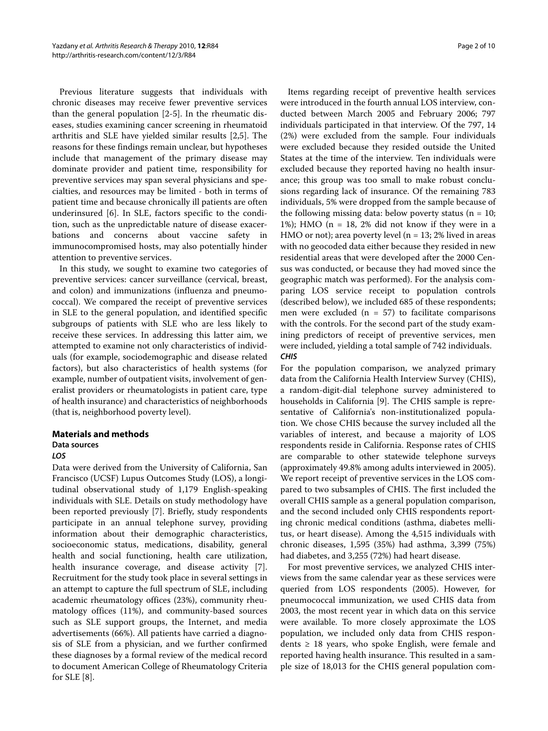Previous literature suggests that individuals with chronic diseases may receive fewer preventive services than the general population [2-5]. In the rheumatic diseases, studies examining cancer screening in rheumatoid arthritis and SLE have yielded similar results [2,5]. The reasons for these findings remain unclear, but hypotheses include that management of the primary disease may dominate provider and patient time, responsibility for preventive services may span several physicians and specialties, and resources may be limited - both in terms of patient time and because chronically ill patients are often underinsured [6]. In SLE, factors specific to the condition, such as the unpredictable nature of disease exacerbations and concerns about vaccine safety in immunocompromised hosts, may also potentially hinder attention to preventive services.

In this study, we sought to examine two categories of preventive services: cancer surveillance (cervical, breast, and colon) and immunizations (influenza and pneumococcal). We compared the receipt of preventive services in SLE to the general population, and identified specific subgroups of patients with SLE who are less likely to receive these services. In addressing this latter aim, we attempted to examine not only characteristics of individuals (for example, sociodemographic and disease related factors), but also characteristics of health systems (for example, number of outpatient visits, involvement of generalist providers or rheumatologists in patient care, type of health insurance) and characteristics of neighborhoods (that is, neighborhood poverty level).

## Materials and methods

### Data sources

#### *LOS*

Data were derived from the University of California, San Francisco (UCSF) Lupus Outcomes Study (LOS), a longitudinal observational study of 1,179 English-speaking individuals with SLE. Details on study methodology have been reported previously [7]. Briefly, study respondents participate in an annual telephone survey, providing information about their demographic characteristics, socioeconomic status, medications, disability, general health and social functioning, health care utilization, health insurance coverage, and disease activity [7]. Recruitment for the study took place in several settings in an attempt to capture the full spectrum of SLE, including academic rheumatology offices (23%), community rheumatology offices (11%), and community-based sources such as SLE support groups, the Internet, and media advertisements (66%). All patients have carried a diagnosis of SLE from a physician, and we further confirmed these diagnoses by a formal review of the medical record to document American College of Rheumatology Criteria for SLE [8].

Items regarding receipt of preventive health services were introduced in the fourth annual LOS interview, conducted between March 2005 and February 2006; 797 individuals participated in that interview. Of the 797, 14 (2%) were excluded from the sample. Four individuals were excluded because they resided outside the United States at the time of the interview. Ten individuals were excluded because they reported having no health insurance; this group was too small to make robust conclusions regarding lack of insurance. Of the remaining 783 individuals, 5% were dropped from the sample because of the following missing data: below poverty status (n = 10; 1%); HMO (n = 18, 2% did not know if they were in a HMO or not); area poverty level (n = 13; 2% lived in areas with no geocoded data either because they resided in new residential areas that were developed after the 2000 Census was conducted, or because they had moved since the geographic match was performed). For the analysis comparing LOS service receipt to population controls (described below), we included 685 of these respondents; men were excluded (n = 57) to facilitate comparisons with the controls. For the second part of the study examining predictors of receipt of preventive services, men were included, yielding a total sample of 742 individuals.

#### *CHIS*

For the population comparison, we analyzed primary data from the California Health Interview Survey (CHIS), a random-digit-dial telephone survey administered to households in California [9]. The CHIS sample is representative of California's non-institutionalized population. We chose CHIS because the survey included all the variables of interest, and because a majority of LOS respondents reside in California. Response rates of CHIS are comparable to other statewide telephone surveys (approximately 49.8% among adults interviewed in 2005). We report receipt of preventive services in the LOS compared to two subsamples of CHIS. The first included the overall CHIS sample as a general population comparison, and the second included only CHIS respondents reporting chronic medical conditions (asthma, diabetes mellitus, or heart disease). Among the 4,515 individuals with chronic diseases, 1,595 (35%) had asthma, 3,399 (75%) had diabetes, and 3,255 (72%) had heart disease.

For most preventive services, we analyzed CHIS interviews from the same calendar year as these services were queried from LOS respondents (2005). However, for pneumococcal immunization, we used CHIS data from 2003, the most recent year in which data on this service were available. To more closely approximate the LOS population, we included only data from CHIS respondents ≥ 18 years, who spoke English, were female and reported having health insurance. This resulted in a sample size of 18,013 for the CHIS general population com-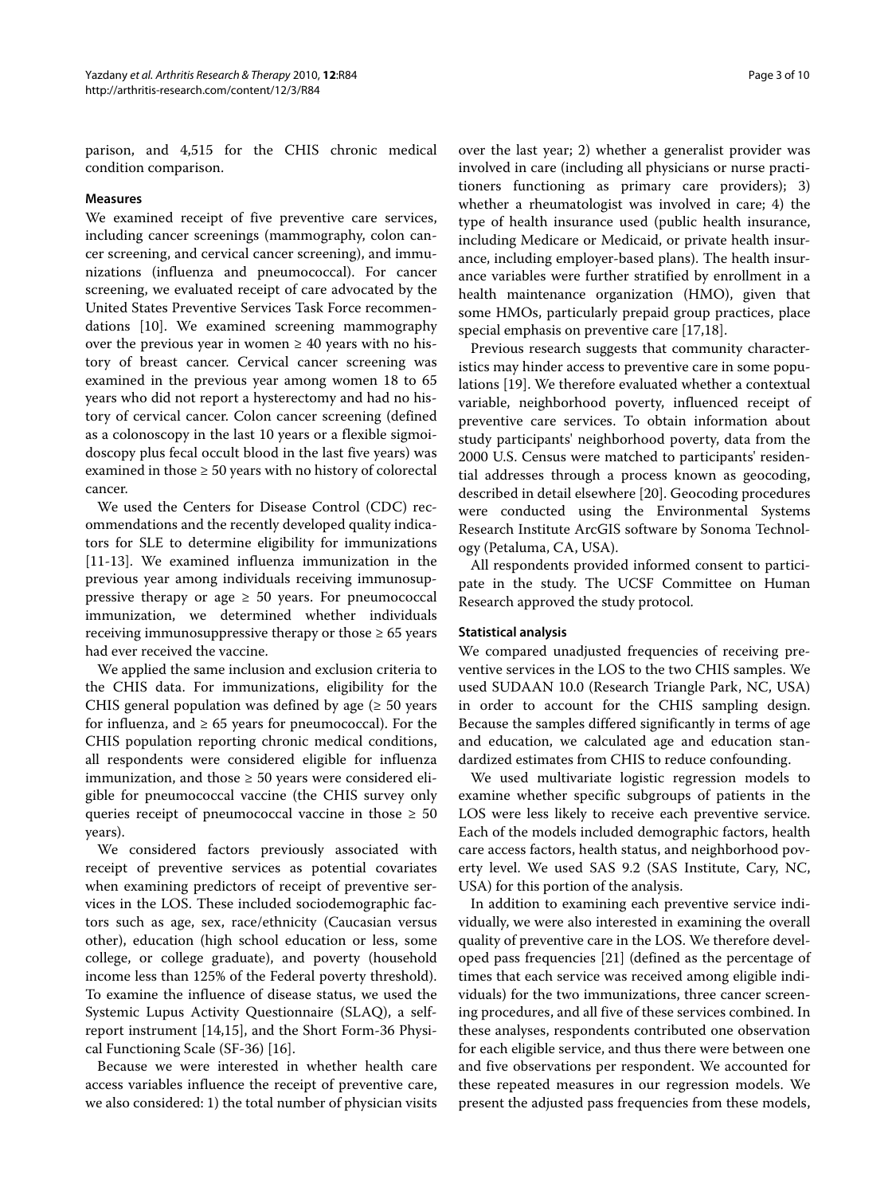parison, and 4,515 for the CHIS chronic medical condition comparison.

### Measures

We examined receipt of five preventive care services, including cancer screenings (mammography, colon cancer screening, and cervical cancer screening), and immunizations (influenza and pneumococcal). For cancer screening, we evaluated receipt of care advocated by the United States Preventive Services Task Force recommendations [10]. We examined screening mammography over the previous year in women ≥ 40 years with no history of breast cancer. Cervical cancer screening was examined in the previous year among women 18 to 65 years who did not report a hysterectomy and had no history of cervical cancer. Colon cancer screening (defined as a colonoscopy in the last 10 years or a flexible sigmoidoscopy plus fecal occult blood in the last five years) was examined in those ≥ 50 years with no history of colorectal cancer.

We used the Centers for Disease Control (CDC) recommendations and the recently developed quality indicators for SLE to determine eligibility for immunizations [11-13]. We examined influenza immunization in the previous year among individuals receiving immunosuppressive therapy or age ≥ 50 years. For pneumococcal immunization, we determined whether individuals receiving immunosuppressive therapy or those ≥ 65 years had ever received the vaccine.

We applied the same inclusion and exclusion criteria to the CHIS data. For immunizations, eligibility for the CHIS general population was defined by age (≥ 50 years for influenza, and ≥ 65 years for pneumococcal). For the CHIS population reporting chronic medical conditions, all respondents were considered eligible for influenza immunization, and those ≥ 50 years were considered eligible for pneumococcal vaccine (the CHIS survey only queries receipt of pneumococcal vaccine in those ≥ 50 years).

We considered factors previously associated with receipt of preventive services as potential covariates when examining predictors of receipt of preventive services in the LOS. These included sociodemographic factors such as age, sex, race/ethnicity (Caucasian versus other), education (high school education or less, some college, or college graduate), and poverty (household income less than 125% of the Federal poverty threshold). To examine the influence of disease status, we used the Systemic Lupus Activity Questionnaire (SLAQ), a self-report instrument [14,15], and the Short Form-36 Physical Functioning Scale (SF-36) [16].

Because we were interested in whether health care access variables influence the receipt of preventive care, we also considered: 1) the total number of physician visits over the last year; 2) whether a generalist provider was involved in care (including all physicians or nurse practitioners functioning as primary care providers); 3) whether a rheumatologist was involved in care; 4) the type of health insurance used (public health insurance, including Medicare or Medicaid, or private health insurance, including employer-based plans). The health insurance variables were further stratified by enrollment in a health maintenance organization (HMO), given that some HMOs, particularly prepaid group practices, place special emphasis on preventive care [17,18].

Previous research suggests that community characteristics may hinder access to preventive care in some populations [19]. We therefore evaluated whether a contextual variable, neighborhood poverty, influenced receipt of preventive care services. To obtain information about study participants' neighborhood poverty, data from the 2000 U.S. Census were matched to participants' residential addresses through a process known as geocoding, described in detail elsewhere [20]. Geocoding procedures were conducted using the Environmental Systems Research Institute ArcGIS software by Sonoma Technology (Petaluma, CA, USA).

All respondents provided informed consent to participate in the study. The UCSF Committee on Human Research approved the study protocol.

### Statistical analysis

We compared unadjusted frequencies of receiving preventive services in the LOS to the two CHIS samples. We used SUDAAN 10.0 (Research Triangle Park, NC, USA) in order to account for the CHIS sampling design. Because the samples differed significantly in terms of age and education, we calculated age and education standardized estimates from CHIS to reduce confounding.

We used multivariate logistic regression models to examine whether specific subgroups of patients in the LOS were less likely to receive each preventive service. Each of the models included demographic factors, health care access factors, health status, and neighborhood poverty level. We used SAS 9.2 (SAS Institute, Cary, NC, USA) for this portion of the analysis.

In addition to examining each preventive service individually, we were also interested in examining the overall quality of preventive care in the LOS. We therefore developed pass frequencies [21] (defined as the percentage of times that each service was received among eligible individuals) for the two immunizations, three cancer screening procedures, and all five of these services combined. In these analyses, respondents contributed one observation for each eligible service, and thus there were between one and five observations per respondent. We accounted for these repeated measures in our regression models. We present the adjusted pass frequencies from these models,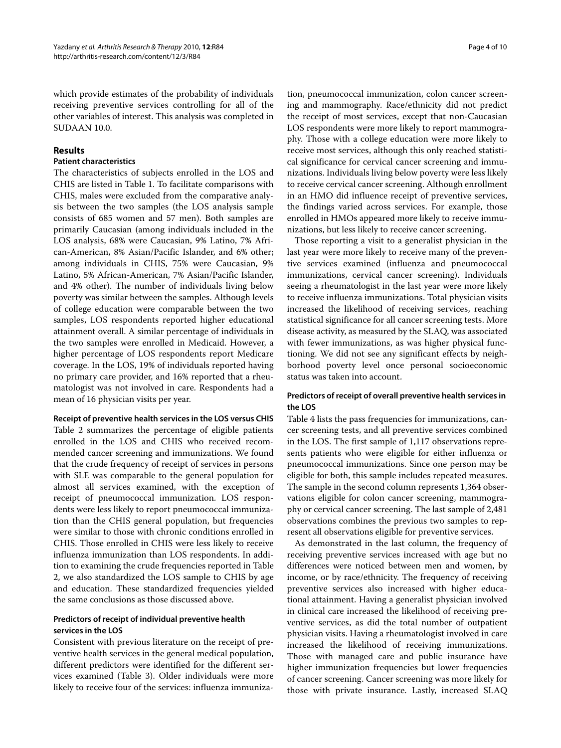which provide estimates of the probability of individuals receiving preventive services controlling for all of the other variables of interest. This analysis was completed in SUDAAN 10.0.

## Results

### Patient characteristics

The characteristics of subjects enrolled in the LOS and CHIS are listed in Table 1. To facilitate comparisons with CHIS, males were excluded from the comparative analysis between the two samples (the LOS analysis sample consists of 685 women and 57 men). Both samples are primarily Caucasian (among individuals included in the LOS analysis, 68% were Caucasian, 9% Latino, 7% African-American, 8% Asian/Pacific Islander, and 6% other; among individuals in CHIS, 75% were Caucasian, 9% Latino, 5% African-American, 7% Asian/Pacific Islander, and 4% other). The number of individuals living below poverty was similar between the samples. Although levels of college education were comparable between the two samples, LOS respondents reported higher educational attainment overall. A similar percentage of individuals in the two samples were enrolled in Medicaid. However, a higher percentage of LOS respondents report Medicare coverage. In the LOS, 19% of individuals reported having no primary care provider, and 16% reported that a rheumatologist was not involved in care. Respondents had a mean of 16 physician visits per year.

### Receipt of preventive health services in the LOS versus CHIS

Table 2 summarizes the percentage of eligible patients enrolled in the LOS and CHIS who received recommended cancer screening and immunizations. We found that the crude frequency of receipt of services in persons with SLE was comparable to the general population for almost all services examined, with the exception of receipt of pneumococcal immunization. LOS respondents were less likely to report pneumococcal immunization than the CHIS general population, but frequencies were similar to those with chronic conditions enrolled in CHIS. Those enrolled in CHIS were less likely to receive influenza immunization than LOS respondents. In addition to examining the crude frequencies reported in Table 2, we also standardized the LOS sample to CHIS by age and education. These standardized frequencies yielded the same conclusions as those discussed above.

### Predictors of receipt of individual preventive health services in the LOS

Consistent with previous literature on the receipt of preventive health services in the general medical population, different predictors were identified for the different services examined (Table 3). Older individuals were more likely to receive four of the services: influenza immunization, pneumococcal immunization, colon cancer screening and mammography. Race/ethnicity did not predict the receipt of most services, except that non-Caucasian LOS respondents were more likely to report mammography. Those with a college education were more likely to receive most services, although this only reached statistical significance for cervical cancer screening and immunizations. Individuals living below poverty were less likely to receive cervical cancer screening. Although enrollment in an HMO did influence receipt of preventive services, the findings varied across services. For example, those enrolled in HMOs appeared more likely to receive immunizations, but less likely to receive cancer screening.

Those reporting a visit to a generalist physician in the last year were more likely to receive many of the preventive services examined (influenza and pneumococcal immunizations, cervical cancer screening). Individuals seeing a rheumatologist in the last year were more likely to receive influenza immunizations. Total physician visits increased the likelihood of receiving services, reaching statistical significance for all cancer screening tests. More disease activity, as measured by the SLAQ, was associated with fewer immunizations, as was higher physical functioning. We did not see any significant effects by neighborhood poverty level once personal socioeconomic status was taken into account.

### Predictors of receipt of overall preventive health services in the LOS

Table 4 lists the pass frequencies for immunizations, cancer screening tests, and all preventive services combined in the LOS. The first sample of 1,117 observations represents patients who were eligible for either influenza or pneumococcal immunizations. Since one person may be eligible for both, this sample includes repeated measures. The sample in the second column represents 1,364 observations eligible for colon cancer screening, mammography or cervical cancer screening. The last sample of 2,481 observations combines the previous two samples to represent all observations eligible for preventive services.

As demonstrated in the last column, the frequency of receiving preventive services increased with age but no differences were noticed between men and women, by income, or by race/ethnicity. The frequency of receiving preventive services also increased with higher educational attainment. Having a generalist physician involved in clinical care increased the likelihood of receiving preventive services, as did the total number of outpatient physician visits. Having a rheumatologist involved in care increased the likelihood of receiving immunizations. Those with managed care and public insurance have higher immunization frequencies but lower frequencies of cancer screening. Cancer screening was more likely for those with private insurance. Lastly, increased SLAQ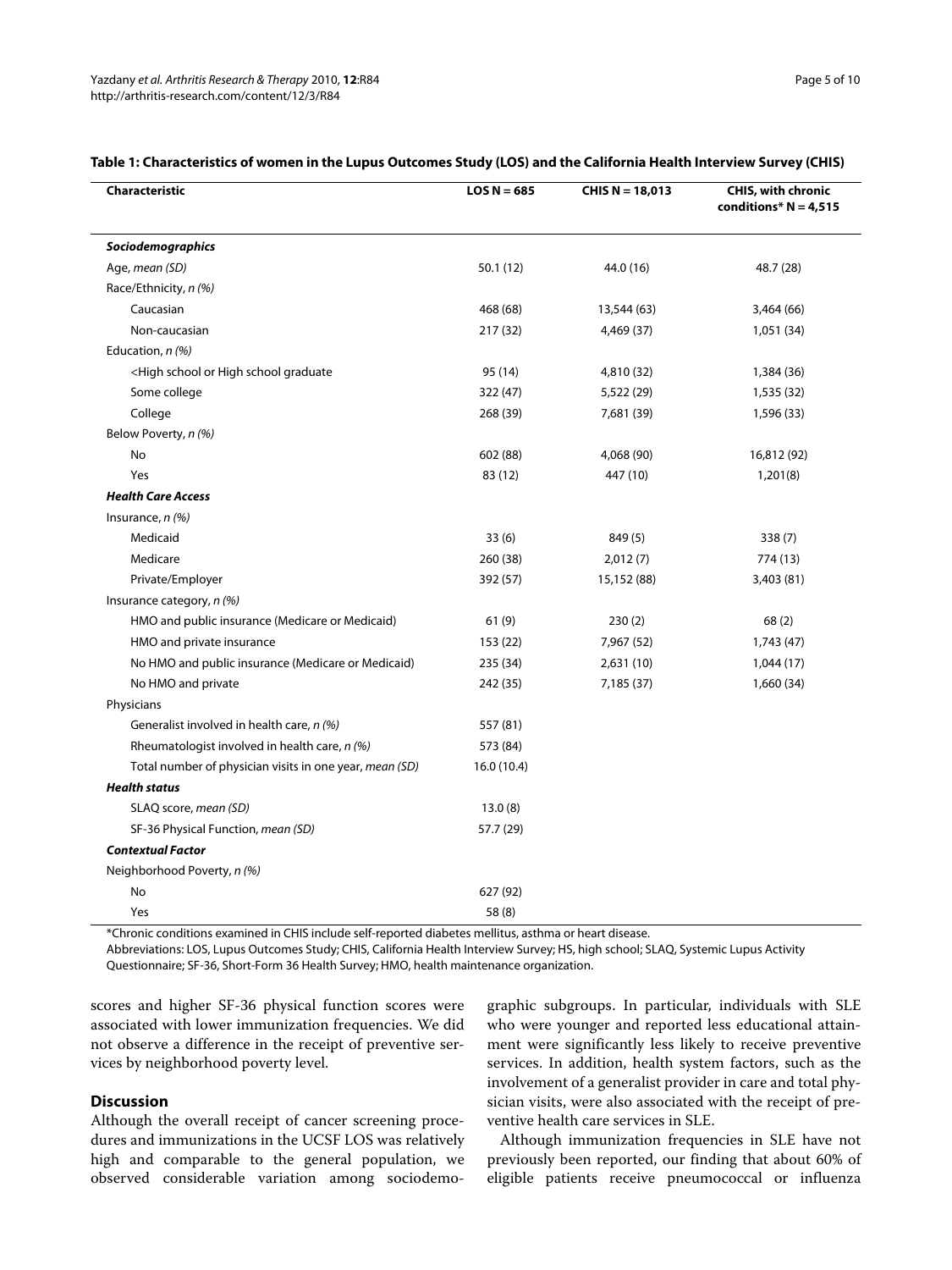**Table 1: Characteristics of women in the Lupus Outcomes Study (LOS) and the California Health Interview Survey (CHIS)**

| Characteristic | LOS N = 685 | CHIS N = 18,013 | CHIS, with chronic conditions* N = 4,515 |
|---|---|---|---|
| ***Sociodemographics*** | | | |
| Age, *mean (SD)* | 50.1 (12) | 44.0 (16) | 48.7 (28) |
| Race/Ethnicity, *n (%)* | | | |
| Caucasian | 468 (68) | 13,544 (63) | 3,464 (66) |
| Non-caucasian | 217 (32) | 4,469 (37) | 1,051 (34) |
| Education, *n (%)* | | | |
| <High school or High school graduate | 95 (14) | 4,810 (32) | 1,384 (36) |
| Some college | 322 (47) | 5,522 (29) | 1,535 (32) |
| College | 268 (39) | 7,681 (39) | 1,596 (33) |
| Below Poverty, *n (%)* | | | |
| No | 602 (88) | 4,068 (90) | 16,812 (92) |
| Yes | 83 (12) | 447 (10) | 1,201(8) |
| ***Health Care Access*** | | | |
| Insurance, *n (%)* | | | |
| Medicaid | 33 (6) | 849 (5) | 338 (7) |
| Medicare | 260 (38) | 2,012 (7) | 774 (13) |
| Private/Employer | 392 (57) | 15,152 (88) | 3,403 (81) |
| Insurance category, *n (%)* | | | |
| HMO and public insurance (Medicare or Medicaid) | 61 (9) | 230 (2) | 68 (2) |
| HMO and private insurance | 153 (22) | 7,967 (52) | 1,743 (47) |
| No HMO and public insurance (Medicare or Medicaid) | 235 (34) | 2,631 (10) | 1,044 (17) |
| No HMO and private | 242 (35) | 7,185 (37) | 1,660 (34) |
| Physicians | | | |
| Generalist involved in health care, *n (%)* | 557 (81) | | |
| Rheumatologist involved in health care, *n (%)* | 573 (84) | | |
| Total number of physician visits in one year, *mean (SD)* | 16.0 (10.4) | | |
| ***Health status*** | | | |
| SLAQ score, *mean (SD)* | 13.0 (8) | | |
| SF-36 Physical Function, *mean (SD)* | 57.7 (29) | | |
| ***Contextual Factor*** | | | |
| Neighborhood Poverty, *n (%)* | | | |
| No | 627 (92) | | |
| Yes | 58 (8) | | |

*Chronic conditions examined in CHIS include self-reported diabetes mellitus, asthma or heart disease.
Abbreviations: LOS, Lupus Outcomes Study; CHIS, California Health Interview Survey; HS, high school; SLAQ, Systemic Lupus Activity Questionnaire; SF-36, Short-Form 36 Health Survey; HMO, health maintenance organization.

scores and higher SF-36 physical function scores were associated with lower immunization frequencies. We did not observe a difference in the receipt of preventive services by neighborhood poverty level.

## Discussion

Although the overall receipt of cancer screening procedures and immunizations in the UCSF LOS was relatively high and comparable to the general population, we observed considerable variation among sociodemographic subgroups. In particular, individuals with SLE who were younger and reported less educational attainment were significantly less likely to receive preventive services. In addition, health system factors, such as the involvement of a generalist provider in care and total physician visits, were also associated with the receipt of preventive health care services in SLE.

Although immunization frequencies in SLE have not previously been reported, our finding that about 60% of eligible patients receive pneumococcal or influenza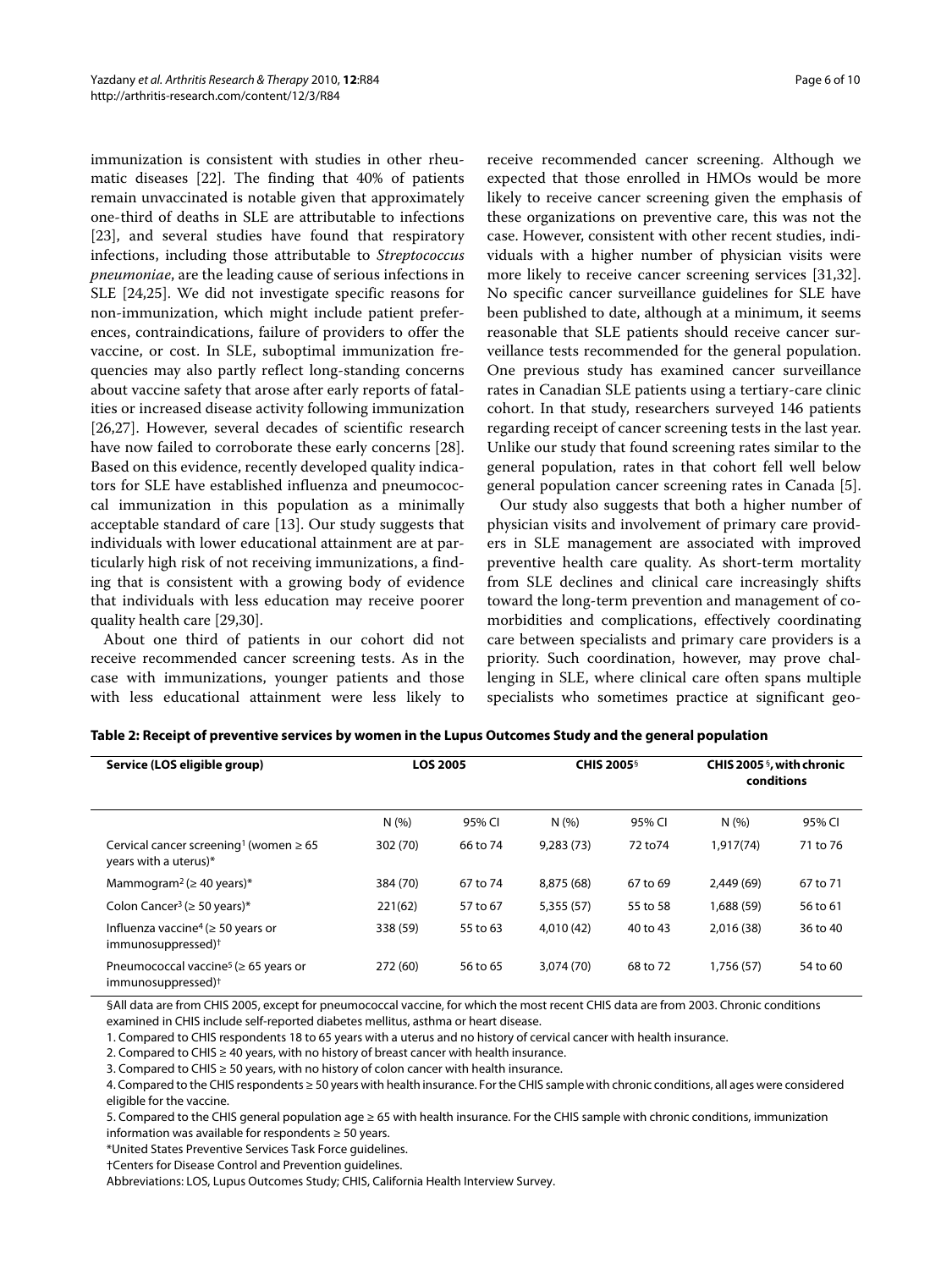immunization is consistent with studies in other rheumatic diseases [22]. The finding that 40% of patients remain unvaccinated is notable given that approximately one-third of deaths in SLE are attributable to infections [23], and several studies have found that respiratory infections, including those attributable to *Streptococcus pneumoniae*, are the leading cause of serious infections in SLE [24,25]. We did not investigate specific reasons for non-immunization, which might include patient preferences, contraindications, failure of providers to offer the vaccine, or cost. In SLE, suboptimal immunization frequencies may also partly reflect long-standing concerns about vaccine safety that arose after early reports of fatalities or increased disease activity following immunization [26,27]. However, several decades of scientific research have now failed to corroborate these early concerns [28]. Based on this evidence, recently developed quality indicators for SLE have established influenza and pneumococcal immunization in this population as a minimally acceptable standard of care [13]. Our study suggests that individuals with lower educational attainment are at particularly high risk of not receiving immunizations, a finding that is consistent with a growing body of evidence that individuals with less education may receive poorer quality health care [29,30].

About one third of patients in our cohort did not receive recommended cancer screening tests. As in the case with immunizations, younger patients and those with less educational attainment were less likely to receive recommended cancer screening. Although we expected that those enrolled in HMOs would be more likely to receive cancer screening given the emphasis of these organizations on preventive care, this was not the case. However, consistent with other recent studies, individuals with a higher number of physician visits were more likely to receive cancer screening services [31,32]. No specific cancer surveillance guidelines for SLE have been published to date, although at a minimum, it seems reasonable that SLE patients should receive cancer surveillance tests recommended for the general population. One previous study has examined cancer surveillance rates in Canadian SLE patients using a tertiary-care clinic cohort. In that study, researchers surveyed 146 patients regarding receipt of cancer screening tests in the last year. Unlike our study that found screening rates similar to the general population, rates in that cohort fell well below general population cancer screening rates in Canada [5].

Our study also suggests that both a higher number of physician visits and involvement of primary care providers in SLE management are associated with improved preventive health care quality. As short-term mortality from SLE declines and clinical care increasingly shifts toward the long-term prevention and management of comorbidities and complications, effectively coordinating care between specialists and primary care providers is a priority. Such coordination, however, may prove challenging in SLE, where clinical care often spans multiple specialists who sometimes practice at significant geo-

**Table 2: Receipt of preventive services by women in the Lupus Outcomes Study and the general population**

| Service (LOS eligible group) | LOS 2005 | | CHIS 2005§ | | CHIS 2005§, with chronic conditions | |
|---|---|---|---|---|---|---|
| | N (%) | 95% CI | N (%) | 95% CI | N (%) | 95% CI |
| Cervical cancer screening[1] (women ≥ 65 years with a uterus)* | 302 (70) | 66 to 74 | 9,283 (73) | 72 to74 | 1,917(74) | 71 to 76 |
| Mammogram[2] (≥ 40 years)* | 384 (70) | 67 to 74 | 8,875 (68) | 67 to 69 | 2,449 (69) | 67 to 71 |
| Colon Cancer[3] (≥ 50 years)* | 221(62) | 57 to 67 | 5,355 (57) | 55 to 58 | 1,688 (59) | 56 to 61 |
| Influenza vaccine[4] (≥ 50 years or immunosuppressed)† | 338 (59) | 55 to 63 | 4,010 (42) | 40 to 43 | 2,016 (38) | 36 to 40 |
| Pneumococcal vaccine[5] (≥ 65 years or immunosuppressed)† | 272 (60) | 56 to 65 | 3,074 (70) | 68 to 72 | 1,756 (57) | 54 to 60 |

§All data are from CHIS 2005, except for pneumococcal vaccine, for which the most recent CHIS data are from 2003. Chronic conditions examined in CHIS include self-reported diabetes mellitus, asthma or heart disease.

1. Compared to CHIS respondents 18 to 65 years with a uterus and no history of cervical cancer with health insurance.

2. Compared to CHIS ≥ 40 years, with no history of breast cancer with health insurance.

3. Compared to CHIS ≥ 50 years, with no history of colon cancer with health insurance.

4. Compared to the CHIS respondents ≥ 50 years with health insurance. For the CHIS sample with chronic conditions, all ages were considered eligible for the vaccine.

5. Compared to the CHIS general population age ≥ 65 with health insurance. For the CHIS sample with chronic conditions, immunization information was available for respondents ≥ 50 years.

*United States Preventive Services Task Force guidelines.

†Centers for Disease Control and Prevention guidelines.

Abbreviations: LOS, Lupus Outcomes Study; CHIS, California Health Interview Survey.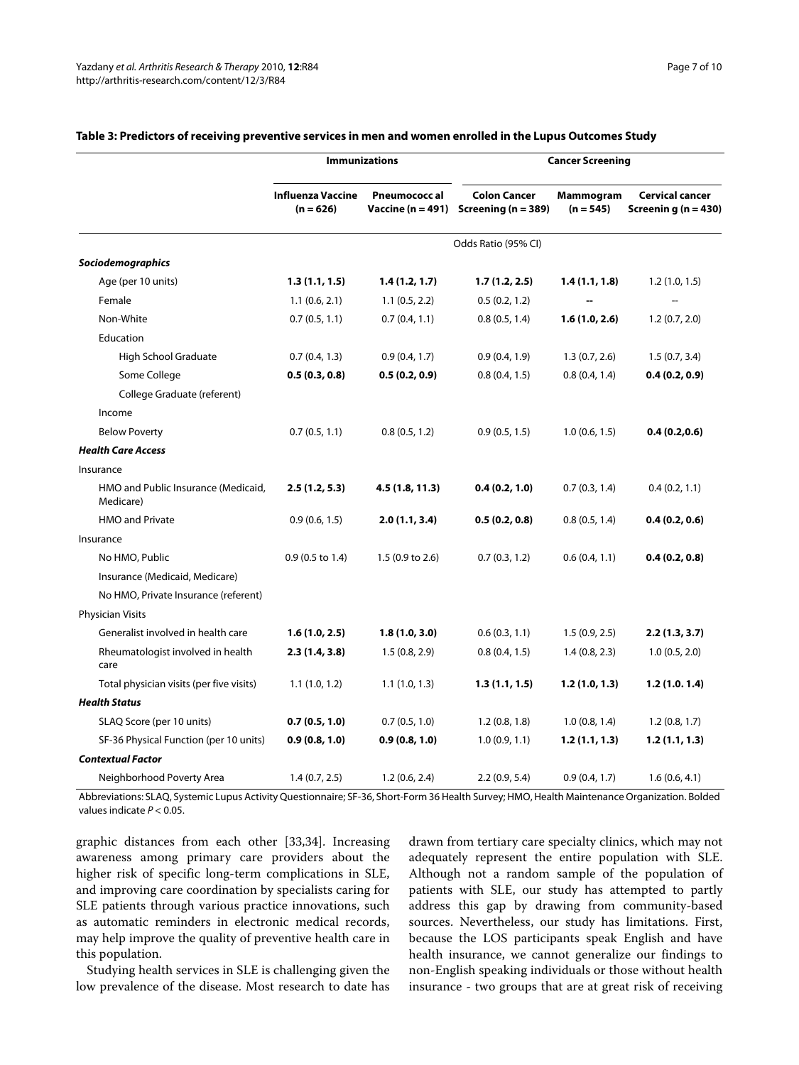**Table 3: Predictors of receiving preventive services in men and women enrolled in the Lupus Outcomes Study**

| | Immunizations | | Cancer Screening | | |
|---|---|---|---|---|---|
| | Influenza Vaccine (n = 626) | Pneumococcal Vaccine (n = 491) | Colon Cancer Screening (n = 389) | Mammogram (n = 545) | Cervical cancer Screening (n = 430) |
| | Odds Ratio (95% CI) | | | | |
| ***Sociodemographics*** | | | | | |
| Age (per 10 units) | **1.3 (1.1, 1.5)** | **1.4 (1.2, 1.7)** | **1.7 (1.2, 2.5)** | **1.4 (1.1, 1.8)** | 1.2 (1.0, 1.5) |
| Female | 1.1 (0.6, 2.1) | 1.1 (0.5, 2.2) | 0.5 (0.2, 1.2) | -- | -- |
| Non-White | 0.7 (0.5, 1.1) | 0.7 (0.4, 1.1) | 0.8 (0.5, 1.4) | **1.6 (1.0, 2.6)** | 1.2 (0.7, 2.0) |
| Education | | | | | |
| High School Graduate | 0.7 (0.4, 1.3) | 0.9 (0.4, 1.7) | 0.9 (0.4, 1.9) | 1.3 (0.7, 2.6) | 1.5 (0.7, 3.4) |
| Some College | **0.5 (0.3, 0.8)** | **0.5 (0.2, 0.9)** | 0.8 (0.4, 1.5) | 0.8 (0.4, 1.4) | **0.4 (0.2, 0.9)** |
| College Graduate (referent) | | | | | |
| Income | | | | | |
| Below Poverty | 0.7 (0.5, 1.1) | 0.8 (0.5, 1.2) | 0.9 (0.5, 1.5) | 1.0 (0.6, 1.5) | **0.4 (0.2,0.6)** |
| ***Health Care Access*** | | | | | |
| Insurance | | | | | |
| HMO and Public Insurance (Medicaid, Medicare) | **2.5 (1.2, 5.3)** | **4.5 (1.8, 11.3)** | **0.4 (0.2, 1.0)** | 0.7 (0.3, 1.4) | 0.4 (0.2, 1.1) |
| HMO and Private | 0.9 (0.6, 1.5) | **2.0 (1.1, 3.4)** | **0.5 (0.2, 0.8)** | 0.8 (0.5, 1.4) | **0.4 (0.2, 0.6)** |
| Insurance | | | | | |
| No HMO, Public Insurance (Medicaid, Medicare) | 0.9 (0.5 to 1.4) | 1.5 (0.9 to 2.6) | 0.7 (0.3, 1.2) | 0.6 (0.4, 1.1) | **0.4 (0.2, 0.8)** |
| No HMO, Private Insurance (referent) | | | | | |
| Physician Visits | | | | | |
| Generalist involved in health care | **1.6 (1.0, 2.5)** | **1.8 (1.0, 3.0)** | 0.6 (0.3, 1.1) | 1.5 (0.9, 2.5) | **2.2 (1.3, 3.7)** |
| Rheumatologist involved in health care | **2.3 (1.4, 3.8)** | 1.5 (0.8, 2.9) | 0.8 (0.4, 1.5) | 1.4 (0.8, 2.3) | 1.0 (0.5, 2.0) |
| Total physician visits (per five visits) | 1.1 (1.0, 1.2) | 1.1 (1.0, 1.3) | **1.3 (1.1, 1.5)** | **1.2 (1.0, 1.3)** | **1.2 (1.0. 1.4)** |
| ***Health Status*** | | | | | |
| SLAQ Score (per 10 units) | **0.7 (0.5, 1.0)** | 0.7 (0.5, 1.0) | 1.2 (0.8, 1.8) | 1.0 (0.8, 1.4) | 1.2 (0.8, 1.7) |
| SF-36 Physical Function (per 10 units) | **0.9 (0.8, 1.0)** | **0.9 (0.8, 1.0)** | 1.0 (0.9, 1.1) | **1.2 (1.1, 1.3)** | **1.2 (1.1, 1.3)** |
| ***Contextual Factor*** | | | | | |
| Neighborhood Poverty Area | 1.4 (0.7, 2.5) | 1.2 (0.6, 2.4) | 2.2 (0.9, 5.4) | 0.9 (0.4, 1.7) | 1.6 (0.6, 4.1) |

Abbreviations: SLAQ, Systemic Lupus Activity Questionnaire; SF-36, Short-Form 36 Health Survey; HMO, Health Maintenance Organization. Bolded values indicate $P < 0.05$.

graphic distances from each other [33,34]. Increasing awareness among primary care providers about the higher risk of specific long-term complications in SLE, and improving care coordination by specialists caring for SLE patients through various practice innovations, such as automatic reminders in electronic medical records, may help improve the quality of preventive health care in this population.

Studying health services in SLE is challenging given the low prevalence of the disease. Most research to date has drawn from tertiary care specialty clinics, which may not adequately represent the entire population with SLE. Although not a random sample of the population of patients with SLE, our study has attempted to partly address this gap by drawing from community-based sources. Nevertheless, our study has limitations. First, because the LOS participants speak English and have health insurance, we cannot generalize our findings to non-English speaking individuals or those without health insurance - two groups that are at great risk of receiving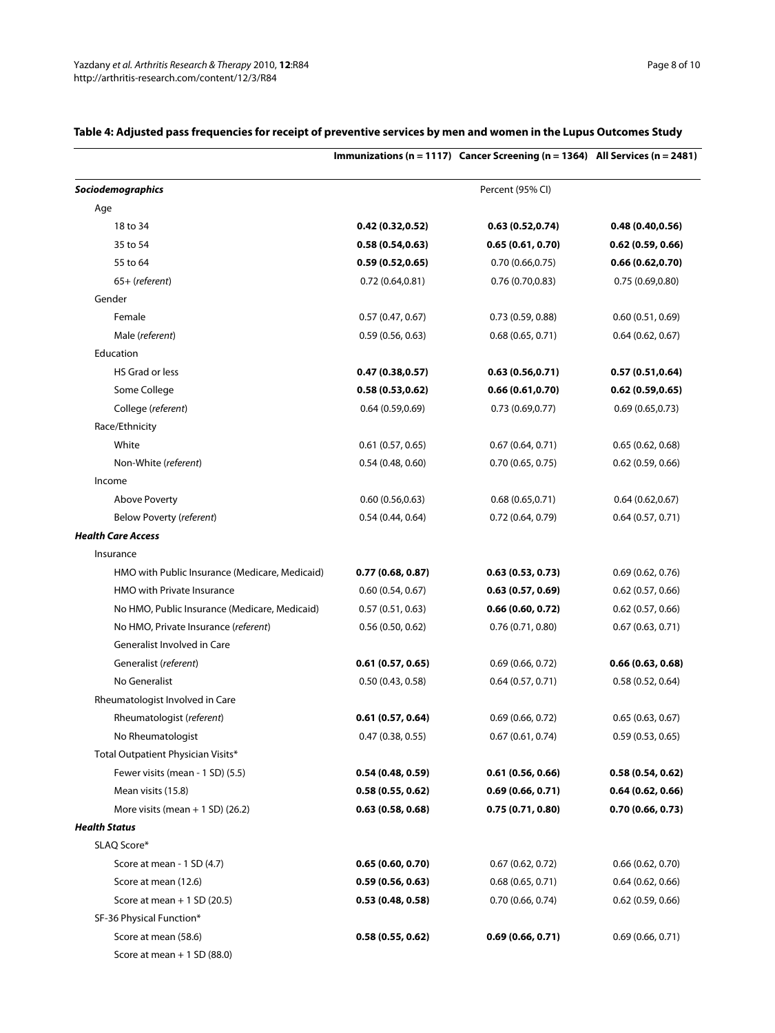**Table 4: Adjusted pass frequencies for receipt of preventive services by men and women in the Lupus Outcomes Study**

| | Immunizations (n = 1117) | Cancer Screening (n = 1364) | All Services (n = 2481) |
|---|---|---|---|
| ***Sociodemographics*** | | Percent (95% CI) | |
| Age | | | |
| 18 to 34 | **0.42 (0.32,0.52)** | **0.63 (0.52,0.74)** | **0.48 (0.40,0.56)** |
| 35 to 54 | **0.58 (0.54,0.63)** | **0.65 (0.61, 0.70)** | **0.62 (0.59, 0.66)** |
| 55 to 64 | **0.59 (0.52,0.65)** | 0.70 (0.66,0.75) | **0.66 (0.62,0.70)** |
| 65+ (*referent*) | 0.72 (0.64,0.81) | 0.76 (0.70,0.83) | 0.75 (0.69,0.80) |
| Gender | | | |
| Female | 0.57 (0.47, 0.67) | 0.73 (0.59, 0.88) | 0.60 (0.51, 0.69) |
| Male (*referent*) | 0.59 (0.56, 0.63) | 0.68 (0.65, 0.71) | 0.64 (0.62, 0.67) |
| Education | | | |
| HS Grad or less | **0.47 (0.38,0.57)** | **0.63 (0.56,0.71)** | **0.57 (0.51,0.64)** |
| Some College | **0.58 (0.53,0.62)** | **0.66 (0.61,0.70)** | **0.62 (0.59,0.65)** |
| College (*referent*) | 0.64 (0.59,0.69) | 0.73 (0.69,0.77) | 0.69 (0.65,0.73) |
| Race/Ethnicity | | | |
| White | 0.61 (0.57, 0.65) | 0.67 (0.64, 0.71) | 0.65 (0.62, 0.68) |
| Non-White (*referent*) | 0.54 (0.48, 0.60) | 0.70 (0.65, 0.75) | 0.62 (0.59, 0.66) |
| Income | | | |
| Above Poverty | 0.60 (0.56,0.63) | 0.68 (0.65,0.71) | 0.64 (0.62,0.67) |
| Below Poverty (*referent*) | 0.54 (0.44, 0.64) | 0.72 (0.64, 0.79) | 0.64 (0.57, 0.71) |
| ***Health Care Access*** | | | |
| Insurance | | | |
| HMO with Public Insurance (Medicare, Medicaid) | **0.77 (0.68, 0.87)** | **0.63 (0.53, 0.73)** | 0.69 (0.62, 0.76) |
| HMO with Private Insurance | 0.60 (0.54, 0.67) | **0.63 (0.57, 0.69)** | 0.62 (0.57, 0.66) |
| No HMO, Public Insurance (Medicare, Medicaid) | 0.57 (0.51, 0.63) | **0.66 (0.60, 0.72)** | 0.62 (0.57, 0.66) |
| No HMO, Private Insurance (*referent*) | 0.56 (0.50, 0.62) | 0.76 (0.71, 0.80) | 0.67 (0.63, 0.71) |
| Generalist Involved in Care | | | |
| Generalist (*referent*) | **0.61 (0.57, 0.65)** | 0.69 (0.66, 0.72) | **0.66 (0.63, 0.68)** |
| No Generalist | 0.50 (0.43, 0.58) | 0.64 (0.57, 0.71) | 0.58 (0.52, 0.64) |
| Rheumatologist Involved in Care | | | |
| Rheumatologist (*referent*) | **0.61 (0.57, 0.64)** | 0.69 (0.66, 0.72) | 0.65 (0.63, 0.67) |
| No Rheumatologist | 0.47 (0.38, 0.55) | 0.67 (0.61, 0.74) | 0.59 (0.53, 0.65) |
| Total Outpatient Physician Visits* | | | |
| Fewer visits (mean - 1 SD) (5.5) | **0.54 (0.48, 0.59)** | **0.61 (0.56, 0.66)** | **0.58 (0.54, 0.62)** |
| Mean visits (15.8) | **0.58 (0.55, 0.62)** | **0.69 (0.66, 0.71)** | **0.64 (0.62, 0.66)** |
| More visits (mean + 1 SD) (26.2) | **0.63 (0.58, 0.68)** | **0.75 (0.71, 0.80)** | **0.70 (0.66, 0.73)** |
| ***Health Status*** | | | |
| SLAQ Score* | | | |
| Score at mean - 1 SD (4.7) | **0.65 (0.60, 0.70)** | 0.67 (0.62, 0.72) | 0.66 (0.62, 0.70) |
| Score at mean (12.6) | **0.59 (0.56, 0.63)** | 0.68 (0.65, 0.71) | 0.64 (0.62, 0.66) |
| Score at mean + 1 SD (20.5) | **0.53 (0.48, 0.58)** | 0.70 (0.66, 0.74) | 0.62 (0.59, 0.66) |
| SF-36 Physical Function* | | | |
| Score at mean (58.6) | **0.58 (0.55, 0.62)** | **0.69 (0.66, 0.71)** | 0.69 (0.66, 0.71) |
| Score at mean + 1 SD (88.0) | | | |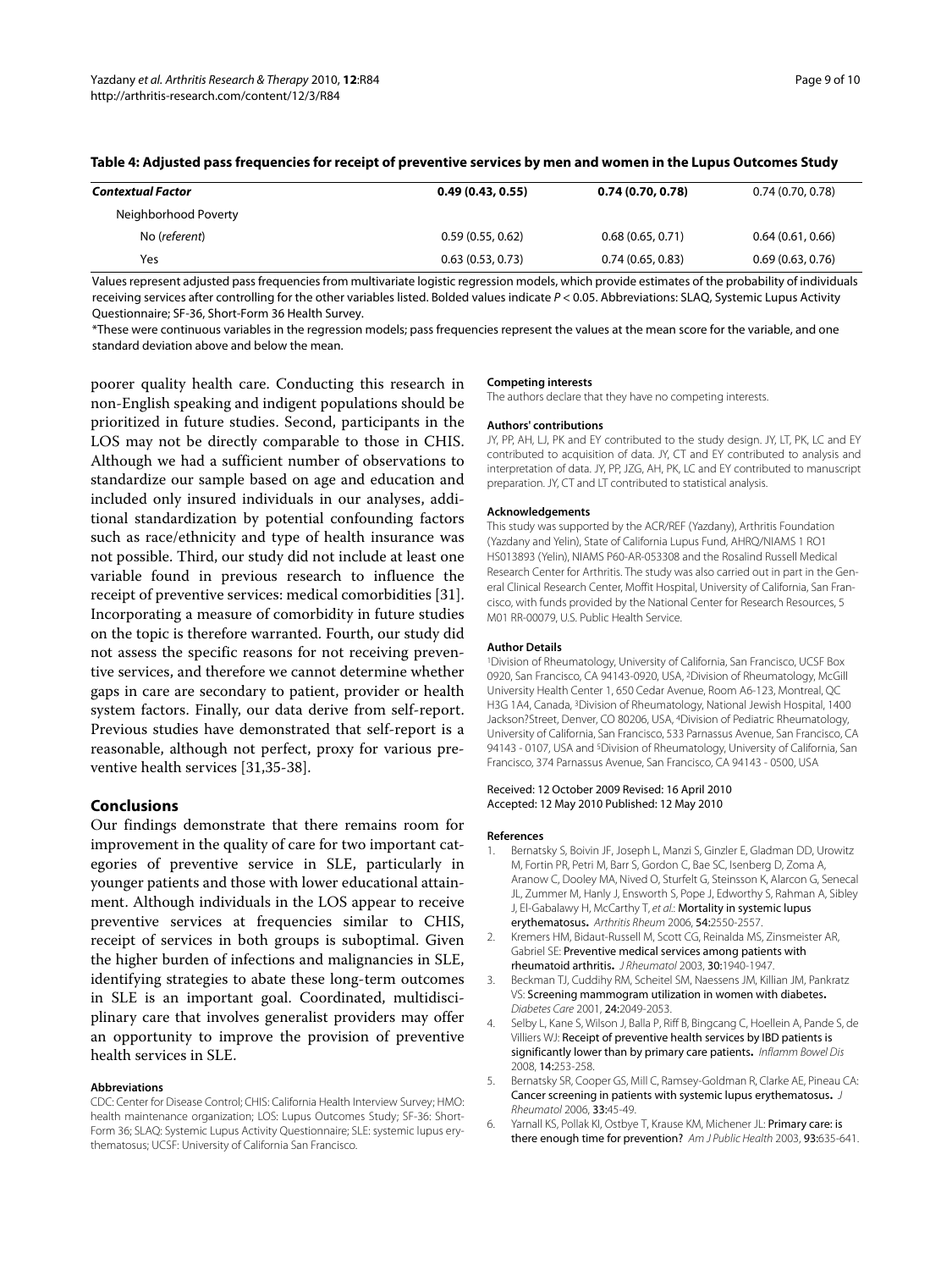**Table 4: Adjusted pass frequencies for receipt of preventive services by men and women in the Lupus Outcomes Study**

| ***Contextual Factor*** | **0.49 (0.43, 0.55)** | **0.74 (0.70, 0.78)** | 0.74 (0.70, 0.78) |
|---|---|---|---|
| Neighborhood Poverty | | | |
| No (*referent*) | 0.59 (0.55, 0.62) | 0.68 (0.65, 0.71) | 0.64 (0.61, 0.66) |
| Yes | 0.63 (0.53, 0.73) | 0.74 (0.65, 0.83) | 0.69 (0.63, 0.76) |

Values represent adjusted pass frequencies from multivariate logistic regression models, which provide estimates of the probability of individuals receiving services after controlling for the other variables listed. Bolded values indicate $P < 0.05$. Abbreviations: SLAQ, Systemic Lupus Activity Questionnaire; SF-36, Short-Form 36 Health Survey.

*These were continuous variables in the regression models; pass frequencies represent the values at the mean score for the variable, and one standard deviation above and below the mean.

poorer quality health care. Conducting this research in non-English speaking and indigent populations should be prioritized in future studies. Second, participants in the LOS may not be directly comparable to those in CHIS. Although we had a sufficient number of observations to standardize our sample based on age and education and included only insured individuals in our analyses, additional standardization by potential confounding factors such as race/ethnicity and type of health insurance was not possible. Third, our study did not include at least one variable found in previous research to influence the receipt of preventive services: medical comorbidities [31]. Incorporating a measure of comorbidity in future studies on the topic is therefore warranted. Fourth, our study did not assess the specific reasons for not receiving preventive services, and therefore we cannot determine whether gaps in care are secondary to patient, provider or health system factors. Finally, our data derive from self-report. Previous studies have demonstrated that self-report is a reasonable, although not perfect, proxy for various preventive health services [31,35-38].

## Conclusions

Our findings demonstrate that there remains room for improvement in the quality of care for two important categories of preventive service in SLE, particularly in younger patients and those with lower educational attainment. Although individuals in the LOS appear to receive preventive services at frequencies similar to CHIS, receipt of services in both groups is suboptimal. Given the higher burden of infections and malignancies in SLE, identifying strategies to abate these long-term outcomes in SLE is an important goal. Coordinated, multidisciplinary care that involves generalist providers may offer an opportunity to improve the provision of preventive health services in SLE.

#### Abbreviations

CDC: Center for Disease Control; CHIS: California Health Interview Survey; HMO: health maintenance organization; LOS: Lupus Outcomes Study; SF-36: Short-Form 36; SLAQ: Systemic Lupus Activity Questionnaire; SLE: systemic lupus erythematosus; UCSF: University of California San Francisco.

#### Competing interests

The authors declare that they have no competing interests.

#### Authors' contributions

JY, PP, AH, LJ, PK and EY contributed to the study design. JY, LT, PK, LC and EY contributed to acquisition of data. JY, CT and EY contributed to analysis and interpretation of data. JY, PP, JZG, AH, PK, LC and EY contributed to manuscript preparation. JY, CT and LT contributed to statistical analysis.

#### Acknowledgements

This study was supported by the ACR/REF (Yazdany), Arthritis Foundation (Yazdany and Yelin), State of California Lupus Fund, AHRQ/NIAMS 1 RO1 HS013893 (Yelin), NIAMS P60-AR-053308 and the Rosalind Russell Medical Research Center for Arthritis. The study was also carried out in part in the General Clinical Research Center, Moffit Hospital, University of California, San Francisco, with funds provided by the National Center for Research Resources, 5 M01 RR-00079, U.S. Public Health Service.

#### Author Details

[1]Division of Rheumatology, University of California, San Francisco, UCSF Box 0920, San Francisco, CA 94143-0920, USA, [2]Division of Rheumatology, McGill University Health Center 1, 650 Cedar Avenue, Room A6-123, Montreal, QC H3G 1A4, Canada, [3]Division of Rheumatology, National Jewish Hospital, 1400 Jackson?Street, Denver, CO 80206, USA, [4]Division of Pediatric Rheumatology, University of California, San Francisco, 533 Parnassus Avenue, San Francisco, CA 94143 - 0107, USA and [5]Division of Rheumatology, University of California, San Francisco, 374 Parnassus Avenue, San Francisco, CA 94143 - 0500, USA

Received: 12 October 2009 Revised: 16 April 2010
Accepted: 12 May 2010 Published: 12 May 2010

#### References

1. Bernatsky S, Boivin JF, Joseph L, Manzi S, Ginzler E, Gladman DD, Urowitz M, Fortin PR, Petri M, Barr S, Gordon C, Bae SC, Isenberg D, Zoma A, Aranow C, Dooley MA, Nived O, Sturfelt G, Steinsson K, Alarcon G, Senecal JL, Zummer M, Hanly J, Ensworth S, Pope J, Edworthy S, Rahman A, Sibley J, El-Gabalawy H, McCarthy T, *et al.*: **Mortality in systemic lupus erythematosus.** *Arthritis Rheum* 2006, **54:**2550-2557.
2. Kremers HM, Bidaut-Russell M, Scott CG, Reinalda MS, Zinsmeister AR, Gabriel SE: **Preventive medical services among patients with rheumatoid arthritis.** *J Rheumatol* 2003, **30:**1940-1947.
3. Beckman TJ, Cuddihy RM, Scheitel SM, Naessens JM, Killian JM, Pankratz VS: **Screening mammogram utilization in women with diabetes.** *Diabetes Care* 2001, **24:**2049-2053.
4. Selby L, Kane S, Wilson J, Balla P, Riff B, Bingcang C, Hoellein A, Pande S, de Villiers WJ: **Receipt of preventive health services by IBD patients is significantly lower than by primary care patients.** *Inflamm Bowel Dis* 2008, **14:**253-258.
5. Bernatsky SR, Cooper GS, Mill C, Ramsey-Goldman R, Clarke AE, Pineau CA: **Cancer screening in patients with systemic lupus erythematosus.** *J Rheumatol* 2006, **33:**45-49.
6. Yarnall KS, Pollak KI, Ostbye T, Krause KM, Michener JL: **Primary care: is there enough time for prevention?** *Am J Public Health* 2003, **93:**635-641.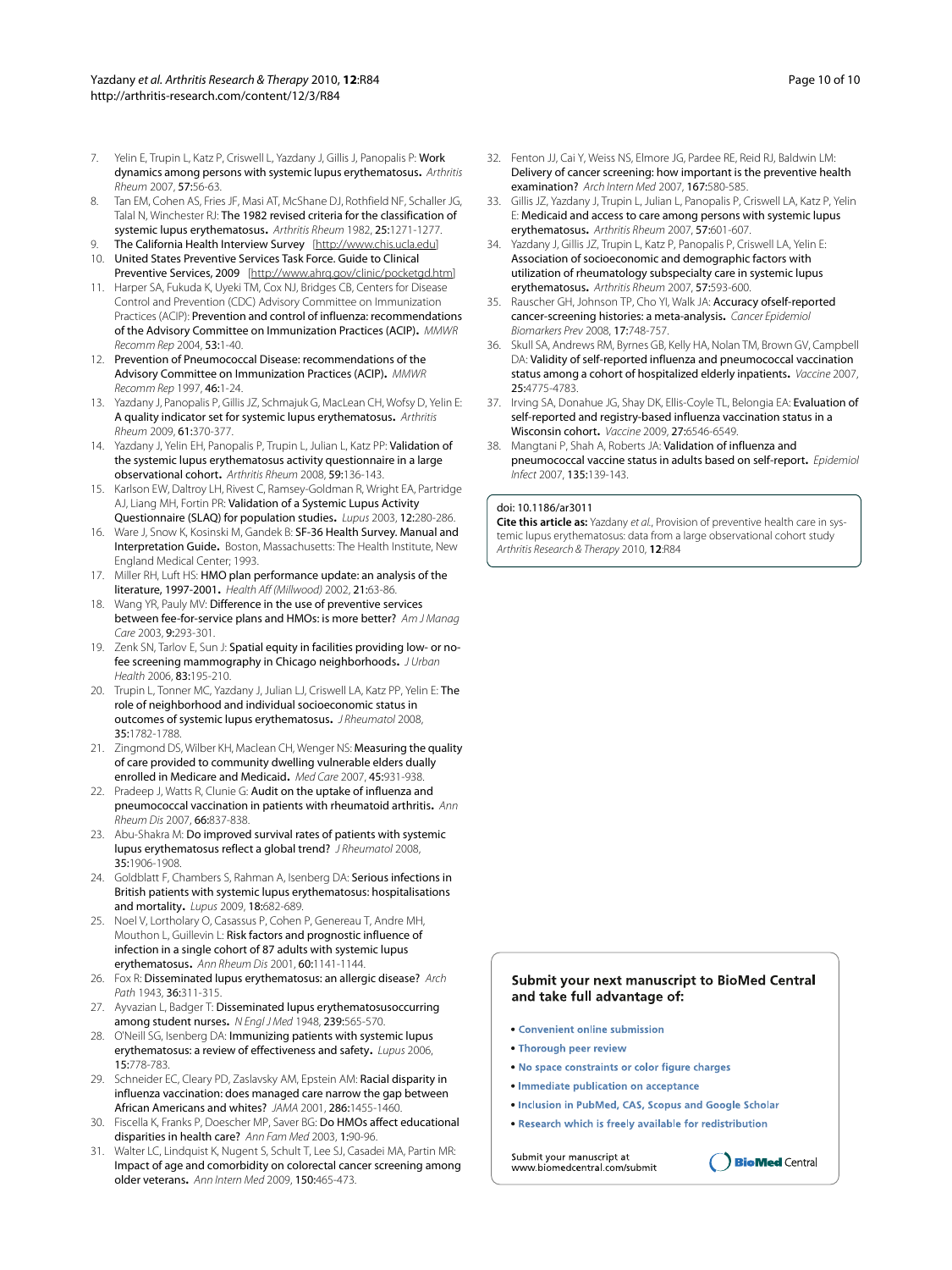7. Yelin E, Trupin L, Katz P, Criswell L, Yazdany J, Gillis J, Panopalis P: **Work dynamics among persons with systemic lupus erythematosus.** *Arthritis Rheum* 2007, **57:**56-63.
8. Tan EM, Cohen AS, Fries JF, Masi AT, McShane DJ, Rothfield NF, Schaller JG, Talal N, Winchester RJ: **The 1982 revised criteria for the classification of systemic lupus erythematosus.** *Arthritis Rheum* 1982, **25:**1271-1277.
9. **The California Health Interview Survey** [http://www.chis.ucla.edu]
10. **United States Preventive Services Task Force. Guide to Clinical Preventive Services, 2009** [http://www.ahrq.gov/clinic/pocketgd.htm]
11. Harper SA, Fukuda K, Uyeki TM, Cox NJ, Bridges CB, Centers for Disease Control and Prevention (CDC) Advisory Committee on Immunization Practices (ACIP): **Prevention and control of influenza: recommendations of the Advisory Committee on Immunization Practices (ACIP).** *MMWR Recomm Rep* 2004, **53:**1-40.
12. **Prevention of Pneumococcal Disease: recommendations of the Advisory Committee on Immunization Practices (ACIP).** *MMWR Recomm Rep* 1997, **46:**1-24.
13. Yazdany J, Panopalis P, Gillis JZ, Schmajuk G, MacLean CH, Wofsy D, Yelin E: **A quality indicator set for systemic lupus erythematosus.** *Arthritis Rheum* 2009, **61:**370-377.
14. Yazdany J, Yelin EH, Panopalis P, Trupin L, Julian L, Katz PP: **Validation of the systemic lupus erythematosus activity questionnaire in a large observational cohort.** *Arthritis Rheum* 2008, **59:**136-143.
15. Karlson EW, Daltroy LH, Rivest C, Ramsey-Goldman R, Wright EA, Partridge AJ, Liang MH, Fortin PR: **Validation of a Systemic Lupus Activity Questionnaire (SLAQ) for population studies.** *Lupus* 2003, **12:**280-286.
16. Ware J, Snow K, Kosinski M, Gandek B: **SF-36 Health Survey. Manual and Interpretation Guide.** Boston, Massachusetts: The Health Institute, New England Medical Center; 1993.
17. Miller RH, Luft HS: **HMO plan performance update: an analysis of the literature, 1997-2001.** *Health Aff (Millwood)* 2002, **21:**63-86.
18. Wang YR, Pauly MV: **Difference in the use of preventive services between fee-for-service plans and HMOs: is more better?** *Am J Manag Care* 2003, **9:**293-301.
19. Zenk SN, Tarlov E, Sun J: **Spatial equity in facilities providing low- or no-fee screening mammography in Chicago neighborhoods.** *J Urban Health* 2006, **83:**195-210.
20. Trupin L, Tonner MC, Yazdany J, Julian LJ, Criswell LA, Katz PP, Yelin E: **The role of neighborhood and individual socioeconomic status in outcomes of systemic lupus erythematosus.** *J Rheumatol* 2008, **35:**1782-1788.
21. Zingmond DS, Wilber KH, Maclean CH, Wenger NS: **Measuring the quality of care provided to community dwelling vulnerable elders dually enrolled in Medicare and Medicaid.** *Med Care* 2007, **45:**931-938.
22. Pradeep J, Watts R, Clunie G: **Audit on the uptake of influenza and pneumococcal vaccination in patients with rheumatoid arthritis.** *Ann Rheum Dis* 2007, **66:**837-838.
23. Abu-Shakra M: **Do improved survival rates of patients with systemic lupus erythematosus reflect a global trend?** *J Rheumatol* 2008, **35:**1906-1908.
24. Goldblatt F, Chambers S, Rahman A, Isenberg DA: **Serious infections in British patients with systemic lupus erythematosus: hospitalisations and mortality.** *Lupus* 2009, **18:**682-689.
25. Noel V, Lortholary O, Casassus P, Cohen P, Genereau T, Andre MH, Mouthon L, Guillevin L: **Risk factors and prognostic influence of infection in a single cohort of 87 adults with systemic lupus erythematosus.** *Ann Rheum Dis* 2001, **60:**1141-1144.
26. Fox R: **Disseminated lupus erythematosus: an allergic disease?** *Arch Path* 1943, **36:**311-315.
27. Ayvazian L, Badger T: **Disseminated lupus erythematosusoccurring among student nurses.** *N Engl J Med* 1948, **239:**565-570.
28. O'Neill SG, Isenberg DA: **Immunizing patients with systemic lupus erythematosus: a review of effectiveness and safety.** *Lupus* 2006, **15:**778-783.
29. Schneider EC, Cleary PD, Zaslavsky AM, Epstein AM: **Racial disparity in influenza vaccination: does managed care narrow the gap between African Americans and whites?** *JAMA* 2001, **286:**1455-1460.
30. Fiscella K, Franks P, Doescher MP, Saver BG: **Do HMOs affect educational disparities in health care?** *Ann Fam Med* 2003, **1:**90-96.
31. Walter LC, Lindquist K, Nugent S, Schult T, Lee SJ, Casadei MA, Partin MR: **Impact of age and comorbidity on colorectal cancer screening among older veterans.** *Ann Intern Med* 2009, **150:**465-473.
32. Fenton JJ, Cai Y, Weiss NS, Elmore JG, Pardee RE, Reid RJ, Baldwin LM: **Delivery of cancer screening: how important is the preventive health examination?** *Arch Intern Med* 2007, **167:**580-585.
33. Gillis JZ, Yazdany J, Trupin L, Julian L, Panopalis P, Criswell LA, Katz P, Yelin E: **Medicaid and access to care among persons with systemic lupus erythematosus.** *Arthritis Rheum* 2007, **57:**601-607.
34. Yazdany J, Gillis JZ, Trupin L, Katz P, Panopalis P, Criswell LA, Yelin E: **Association of socioeconomic and demographic factors with utilization of rheumatology subspecialty care in systemic lupus erythematosus.** *Arthritis Rheum* 2007, **57:**593-600.
35. Rauscher GH, Johnson TP, Cho YI, Walk JA: **Accuracy ofself-reported cancer-screening histories: a meta-analysis.** *Cancer Epidemiol Biomarkers Prev* 2008, **17:**748-757.
36. Skull SA, Andrews RM, Byrnes GB, Kelly HA, Nolan TM, Brown GV, Campbell DA: **Validity of self-reported influenza and pneumococcal vaccination status among a cohort of hospitalized elderly inpatients.** *Vaccine* 2007, **25:**4775-4783.
37. Irving SA, Donahue JG, Shay DK, Ellis-Coyle TL, Belongia EA: **Evaluation of self-reported and registry-based influenza vaccination status in a Wisconsin cohort.** *Vaccine* 2009, **27:**6546-6549.
38. Mangtani P, Shah A, Roberts JA: **Validation of influenza and pneumococcal vaccine status in adults based on self-report.** *Epidemiol Infect* 2007, **135:**139-143.

doi: 10.1186/ar3011

**Cite this article as:** Yazdany *et al.*, Provision of preventive health care in systemic lupus erythematosus: data from a large observational cohort study *Arthritis Research & Therapy* 2010, **12**:R84

**Submit your next manuscript to BioMed Central and take full advantage of:**

- Convenient online submission
- Thorough peer review
- No space constraints or color figure charges
- Immediate publication on acceptance
- Inclusion in PubMed, CAS, Scopus and Google Scholar
- Research which is freely available for redistribution

Submit your manuscript at www.biomedcentral.com/submit

BioMed Central